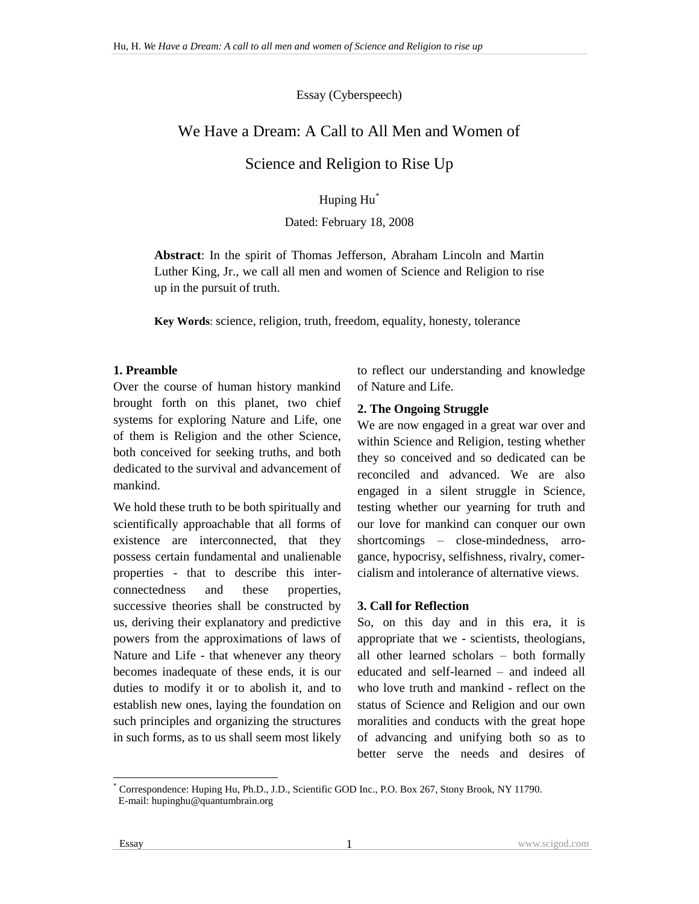Essay (Cyberspeech)

# We Have a Dream: A Call to All Men and Women of Science and Religion to Rise Up

Huping Hu*

Dated: February 18, 2008

**Abstract**: In the spirit of Thomas Jefferson, Abraham Lincoln and Martin Luther King, Jr., we call all men and women of Science and Religion to rise up in the pursuit of truth.

**Key Words**: science, religion, truth, freedom, equality, honesty, tolerance

## 1. Preamble

Over the course of human history mankind brought forth on this planet, two chief systems for exploring Nature and Life, one of them is Religion and the other Science, both conceived for seeking truths, and both dedicated to the survival and advancement of mankind.

We hold these truth to be both spiritually and scientifically approachable that all forms of existence are interconnected, that they possess certain fundamental and unalienable properties - that to describe this inter-connectedness and these properties, successive theories shall be constructed by us, deriving their explanatory and predictive powers from the approximations of laws of Nature and Life - that whenever any theory becomes inadequate of these ends, it is our duties to modify it or to abolish it, and to establish new ones, laying the foundation on such principles and organizing the structures in such forms, as to us shall seem most likely to reflect our understanding and knowledge of Nature and Life.

## 2. The Ongoing Struggle

We are now engaged in a great war over and within Science and Religion, testing whether they so conceived and so dedicated can be reconciled and advanced. We are also engaged in a silent struggle in Science, testing whether our yearning for truth and our love for mankind can conquer our own shortcomings – close-mindedness, arrogance, hypocrisy, selfishness, rivalry, comercialism and intolerance of alternative views.

## 3. Call for Reflection

So, on this day and in this era, it is appropriate that we - scientists, theologians, all other learned scholars – both formally educated and self-learned – and indeed all who love truth and mankind - reflect on the status of Science and Religion and our own moralities and conducts with the great hope of advancing and unifying both so as to better serve the needs and desires of

* Correspondence: Huping Hu, Ph.D., J.D., Scientific GOD Inc., P.O. Box 267, Stony Brook, NY 11790. E-mail: hupinghu@quantumbrain.org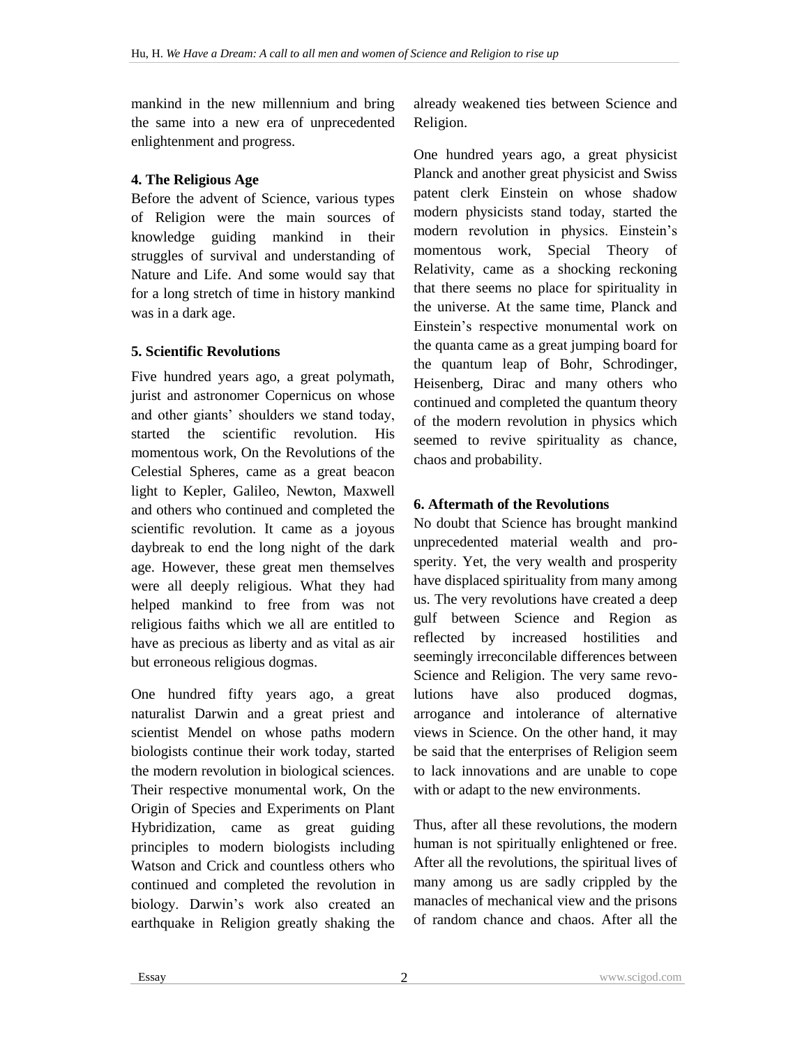mankind in the new millennium and bring the same into a new era of unprecedented enlightenment and progress.

**4. The Religious Age**

Before the advent of Science, various types of Religion were the main sources of knowledge guiding mankind in their struggles of survival and understanding of Nature and Life. And some would say that for a long stretch of time in history mankind was in a dark age.

**5. Scientific Revolutions**

Five hundred years ago, a great polymath, jurist and astronomer Copernicus on whose and other giants' shoulders we stand today, started the scientific revolution. His momentous work, On the Revolutions of the Celestial Spheres, came as a great beacon light to Kepler, Galileo, Newton, Maxwell and others who continued and completed the scientific revolution. It came as a joyous daybreak to end the long night of the dark age. However, these great men themselves were all deeply religious. What they had helped mankind to free from was not religious faiths which we all are entitled to have as precious as liberty and as vital as air but erroneous religious dogmas.

One hundred fifty years ago, a great naturalist Darwin and a great priest and scientist Mendel on whose paths modern biologists continue their work today, started the modern revolution in biological sciences. Their respective monumental work, On the Origin of Species and Experiments on Plant Hybridization, came as great guiding principles to modern biologists including Watson and Crick and countless others who continued and completed the revolution in biology. Darwin's work also created an earthquake in Religion greatly shaking the already weakened ties between Science and Religion.

One hundred years ago, a great physicist Planck and another great physicist and Swiss patent clerk Einstein on whose shadow modern physicists stand today, started the modern revolution in physics. Einstein's momentous work, Special Theory of Relativity, came as a shocking reckoning that there seems no place for spirituality in the universe. At the same time, Planck and Einstein's respective monumental work on the quanta came as a great jumping board for the quantum leap of Bohr, Schrodinger, Heisenberg, Dirac and many others who continued and completed the quantum theory of the modern revolution in physics which seemed to revive spirituality as chance, chaos and probability.

**6. Aftermath of the Revolutions**

No doubt that Science has brought mankind unprecedented material wealth and prosperity. Yet, the very wealth and prosperity have displaced spirituality from many among us. The very revolutions have created a deep gulf between Science and Region as reflected by increased hostilities and seemingly irreconcilable differences between Science and Religion. The very same revolutions have also produced dogmas, arrogance and intolerance of alternative views in Science. On the other hand, it may be said that the enterprises of Religion seem to lack innovations and are unable to cope with or adapt to the new environments.

Thus, after all these revolutions, the modern human is not spiritually enlightened or free. After all the revolutions, the spiritual lives of many among us are sadly crippled by the manacles of mechanical view and the prisons of random chance and chaos. After all the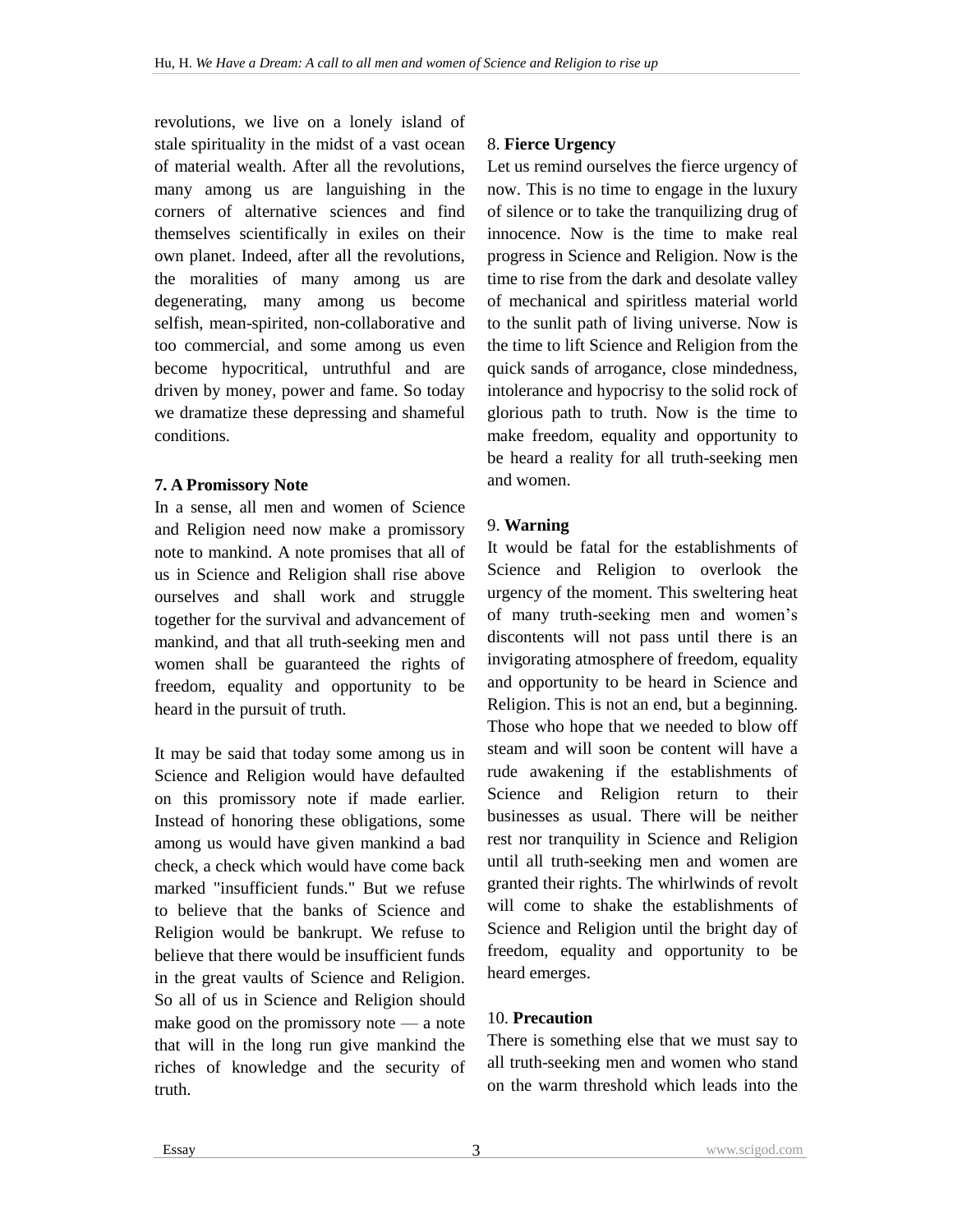revolutions, we live on a lonely island of stale spirituality in the midst of a vast ocean of material wealth. After all the revolutions, many among us are languishing in the corners of alternative sciences and find themselves scientifically in exiles on their own planet. Indeed, after all the revolutions, the moralities of many among us are degenerating, many among us become selfish, mean-spirited, non-collaborative and too commercial, and some among us even become hypocritical, untruthful and are driven by money, power and fame. So today we dramatize these depressing and shameful conditions.

### 7. A Promissory Note

In a sense, all men and women of Science and Religion need now make a promissory note to mankind. A note promises that all of us in Science and Religion shall rise above ourselves and shall work and struggle together for the survival and advancement of mankind, and that all truth-seeking men and women shall be guaranteed the rights of freedom, equality and opportunity to be heard in the pursuit of truth.

It may be said that today some among us in Science and Religion would have defaulted on this promissory note if made earlier. Instead of honoring these obligations, some among us would have given mankind a bad check, a check which would have come back marked "insufficient funds." But we refuse to believe that the banks of Science and Religion would be bankrupt. We refuse to believe that there would be insufficient funds in the great vaults of Science and Religion. So all of us in Science and Religion should make good on the promissory note — a note that will in the long run give mankind the riches of knowledge and the security of truth.

### 8. Fierce Urgency

Let us remind ourselves the fierce urgency of now. This is no time to engage in the luxury of silence or to take the tranquilizing drug of innocence. Now is the time to make real progress in Science and Religion. Now is the time to rise from the dark and desolate valley of mechanical and spiritless material world to the sunlit path of living universe. Now is the time to lift Science and Religion from the quick sands of arrogance, close mindedness, intolerance and hypocrisy to the solid rock of glorious path to truth. Now is the time to make freedom, equality and opportunity to be heard a reality for all truth-seeking men and women.

### 9. Warning

It would be fatal for the establishments of Science and Religion to overlook the urgency of the moment. This sweltering heat of many truth-seeking men and women's discontents will not pass until there is an invigorating atmosphere of freedom, equality and opportunity to be heard in Science and Religion. This is not an end, but a beginning. Those who hope that we needed to blow off steam and will soon be content will have a rude awakening if the establishments of Science and Religion return to their businesses as usual. There will be neither rest nor tranquility in Science and Religion until all truth-seeking men and women are granted their rights. The whirlwinds of revolt will come to shake the establishments of Science and Religion until the bright day of freedom, equality and opportunity to be heard emerges.

### 10. Precaution

There is something else that we must say to all truth-seeking men and women who stand on the warm threshold which leads into the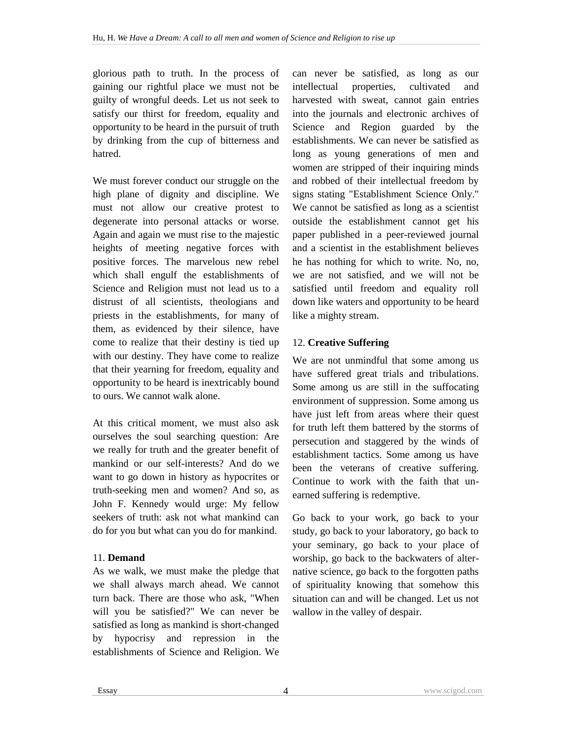glorious path to truth. In the process of gaining our rightful place we must not be guilty of wrongful deeds. Let us not seek to satisfy our thirst for freedom, equality and opportunity to be heard in the pursuit of truth by drinking from the cup of bitterness and hatred.

We must forever conduct our struggle on the high plane of dignity and discipline. We must not allow our creative protest to degenerate into personal attacks or worse. Again and again we must rise to the majestic heights of meeting negative forces with positive forces. The marvelous new rebel which shall engulf the establishments of Science and Religion must not lead us to a distrust of all scientists, theologians and priests in the establishments, for many of them, as evidenced by their silence, have come to realize that their destiny is tied up with our destiny. They have come to realize that their yearning for freedom, equality and opportunity to be heard is inextricably bound to ours. We cannot walk alone.

At this critical moment, we must also ask ourselves the soul searching question: Are we really for truth and the greater benefit of mankind or our self-interests? And do we want to go down in history as hypocrites or truth-seeking men and women? And so, as John F. Kennedy would urge: My fellow seekers of truth: ask not what mankind can do for you but what can you do for mankind.

## 11. **Demand**

As we walk, we must make the pledge that we shall always march ahead. We cannot turn back. There are those who ask, "When will you be satisfied?" We can never be satisfied as long as mankind is short-changed by hypocrisy and repression in the establishments of Science and Religion. We can never be satisfied, as long as our intellectual properties, cultivated and harvested with sweat, cannot gain entries into the journals and electronic archives of Science and Region guarded by the establishments. We can never be satisfied as long as young generations of men and women are stripped of their inquiring minds and robbed of their intellectual freedom by signs stating "Establishment Science Only." We cannot be satisfied as long as a scientist outside the establishment cannot get his paper published in a peer-reviewed journal and a scientist in the establishment believes he has nothing for which to write. No, no, we are not satisfied, and we will not be satisfied until freedom and equality roll down like waters and opportunity to be heard like a mighty stream.

## 12. **Creative Suffering**

We are not unmindful that some among us have suffered great trials and tribulations. Some among us are still in the suffocating environment of suppression. Some among us have just left from areas where their quest for truth left them battered by the storms of persecution and staggered by the winds of establishment tactics. Some among us have been the veterans of creative suffering. Continue to work with the faith that unearned suffering is redemptive.

Go back to your work, go back to your study, go back to your laboratory, go back to your seminary, go back to your place of worship, go back to the backwaters of alternative science, go back to the forgotten paths of spirituality knowing that somehow this situation can and will be changed. Let us not wallow in the valley of despair.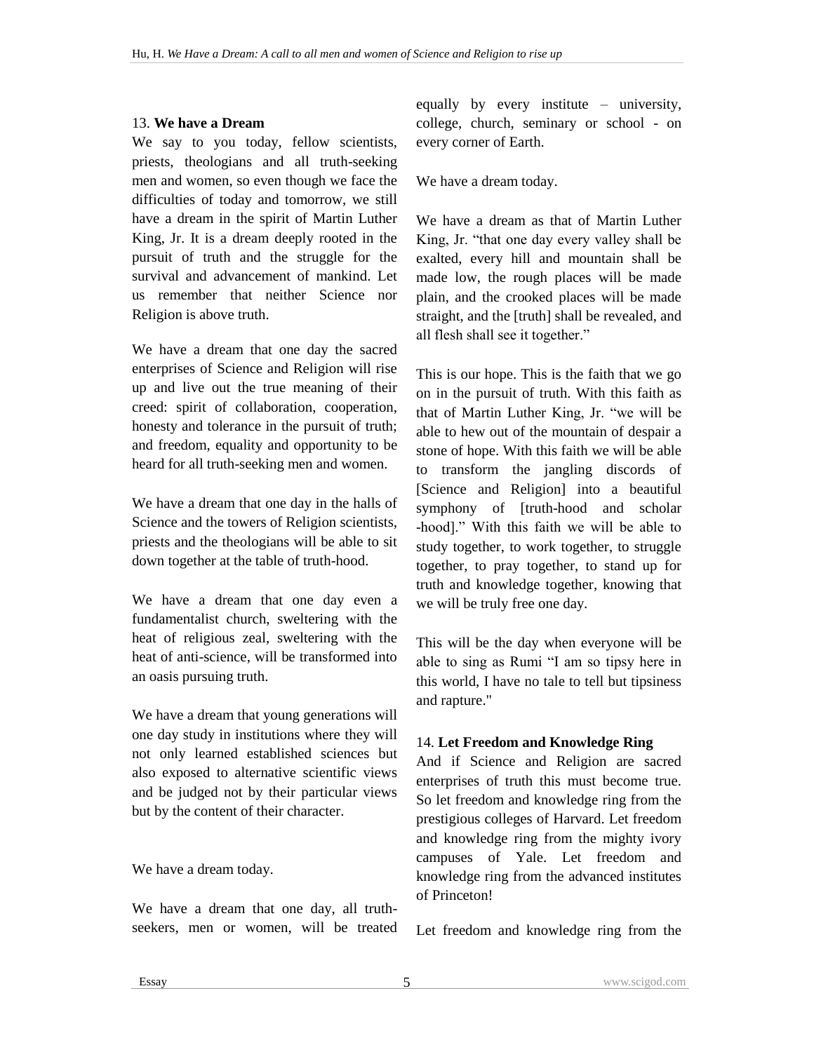## 13. **We have a Dream**

We say to you today, fellow scientists, priests, theologians and all truth-seeking men and women, so even though we face the difficulties of today and tomorrow, we still have a dream in the spirit of Martin Luther King, Jr. It is a dream deeply rooted in the pursuit of truth and the struggle for the survival and advancement of mankind. Let us remember that neither Science nor Religion is above truth.

We have a dream that one day the sacred enterprises of Science and Religion will rise up and live out the true meaning of their creed: spirit of collaboration, cooperation, honesty and tolerance in the pursuit of truth; and freedom, equality and opportunity to be heard for all truth-seeking men and women.

We have a dream that one day in the halls of Science and the towers of Religion scientists, priests and the theologians will be able to sit down together at the table of truth-hood.

We have a dream that one day even a fundamentalist church, sweltering with the heat of religious zeal, sweltering with the heat of anti-science, will be transformed into an oasis pursuing truth.

We have a dream that young generations will one day study in institutions where they will not only learned established sciences but also exposed to alternative scientific views and be judged not by their particular views but by the content of their character.

We have a dream today.

We have a dream that one day, all truth-seekers, men or women, will be treated equally by every institute – university, college, church, seminary or school - on every corner of Earth.

We have a dream today.

We have a dream as that of Martin Luther King, Jr. "that one day every valley shall be exalted, every hill and mountain shall be made low, the rough places will be made plain, and the crooked places will be made straight, and the [truth] shall be revealed, and all flesh shall see it together."

This is our hope. This is the faith that we go on in the pursuit of truth. With this faith as that of Martin Luther King, Jr. "we will be able to hew out of the mountain of despair a stone of hope. With this faith we will be able to transform the jangling discords of [Science and Religion] into a beautiful symphony of [truth-hood and scholar -hood]." With this faith we will be able to study together, to work together, to struggle together, to pray together, to stand up for truth and knowledge together, knowing that we will be truly free one day.

This will be the day when everyone will be able to sing as Rumi "I am so tipsy here in this world, I have no tale to tell but tipsiness and rapture."

## 14. **Let Freedom and Knowledge Ring**

And if Science and Religion are sacred enterprises of truth this must become true. So let freedom and knowledge ring from the prestigious colleges of Harvard. Let freedom and knowledge ring from the mighty ivory campuses of Yale. Let freedom and knowledge ring from the advanced institutes of Princeton!

Let freedom and knowledge ring from the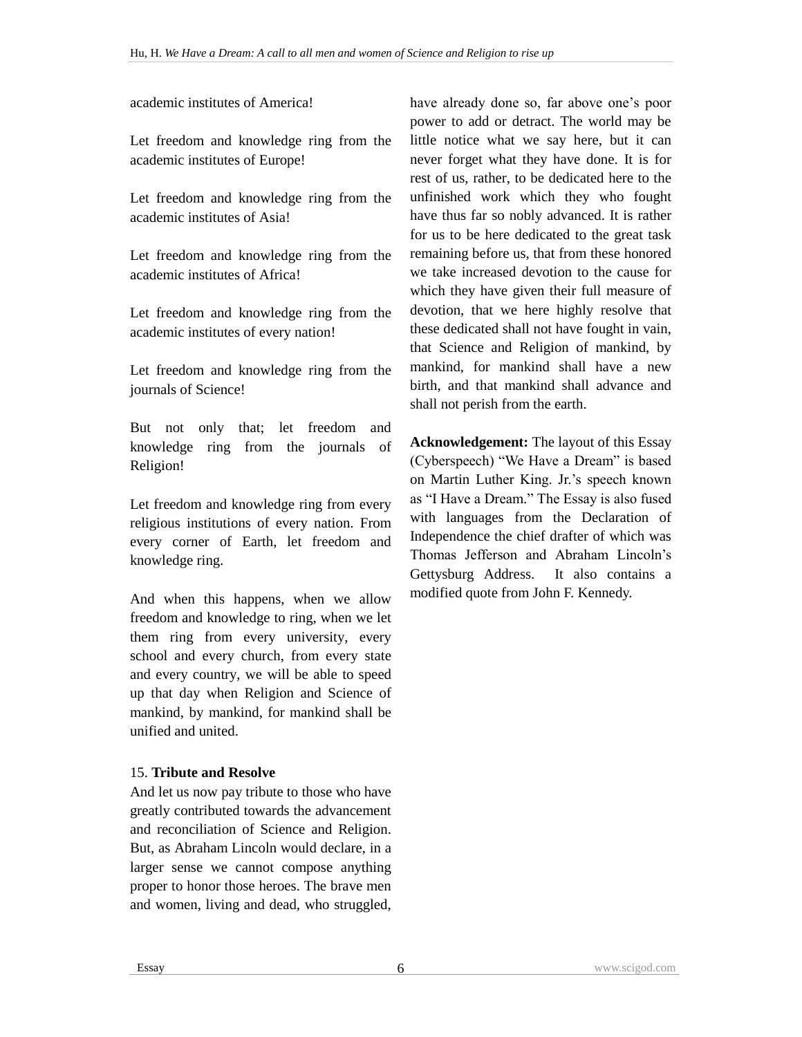academic institutes of America!

Let freedom and knowledge ring from the academic institutes of Europe!

Let freedom and knowledge ring from the academic institutes of Asia!

Let freedom and knowledge ring from the academic institutes of Africa!

Let freedom and knowledge ring from the academic institutes of every nation!

Let freedom and knowledge ring from the journals of Science!

But not only that; let freedom and knowledge ring from the journals of Religion!

Let freedom and knowledge ring from every religious institutions of every nation. From every corner of Earth, let freedom and knowledge ring.

And when this happens, when we allow freedom and knowledge to ring, when we let them ring from every university, every school and every church, from every state and every country, we will be able to speed up that day when Religion and Science of mankind, by mankind, for mankind shall be unified and united.

15. **Tribute and Resolve**

And let us now pay tribute to those who have greatly contributed towards the advancement and reconciliation of Science and Religion. But, as Abraham Lincoln would declare, in a larger sense we cannot compose anything proper to honor those heroes. The brave men and women, living and dead, who struggled, have already done so, far above one's poor power to add or detract. The world may be little notice what we say here, but it can never forget what they have done. It is for rest of us, rather, to be dedicated here to the unfinished work which they who fought have thus far so nobly advanced. It is rather for us to be here dedicated to the great task remaining before us, that from these honored we take increased devotion to the cause for which they have given their full measure of devotion, that we here highly resolve that these dedicated shall not have fought in vain, that Science and Religion of mankind, by mankind, for mankind shall have a new birth, and that mankind shall advance and shall not perish from the earth.

**Acknowledgement:** The layout of this Essay (Cyberspeech) "We Have a Dream" is based on Martin Luther King. Jr.'s speech known as "I Have a Dream." The Essay is also fused with languages from the Declaration of Independence the chief drafter of which was Thomas Jefferson and Abraham Lincoln's Gettysburg Address. It also contains a modified quote from John F. Kennedy.